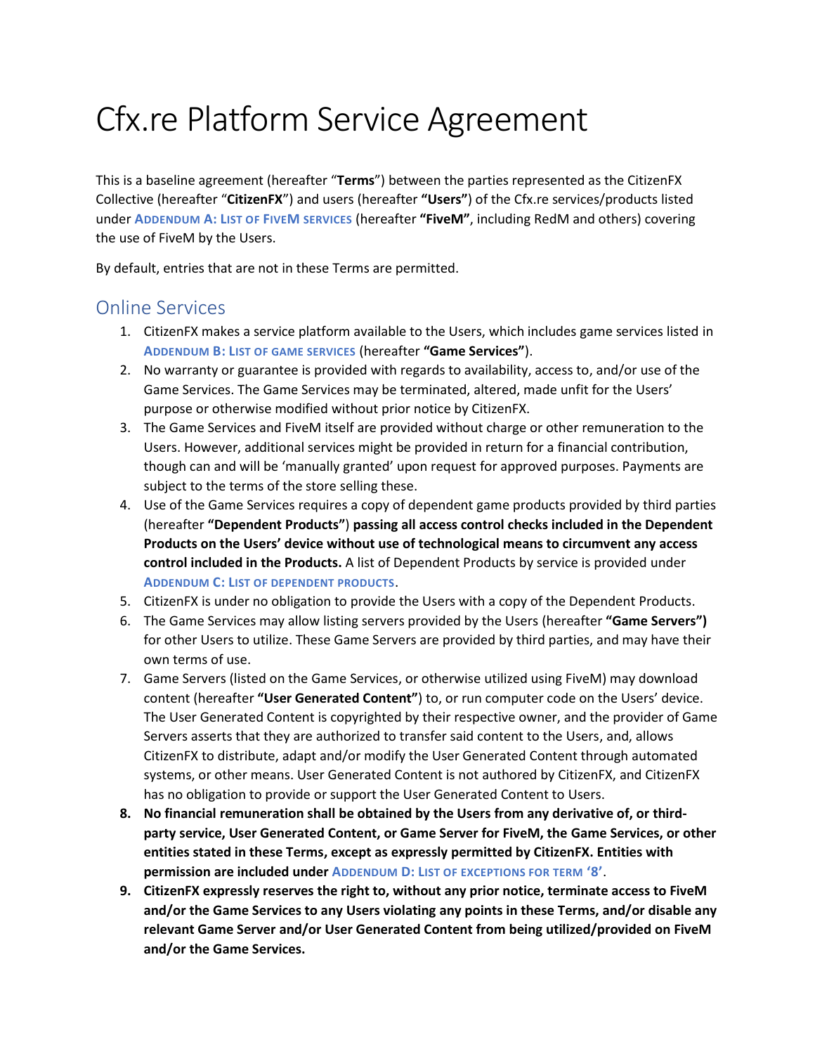# Cfx.re Platform Service Agreement

This is a baseline agreement (hereafter "**Terms**") between the parties represented as the CitizenFX Collective (hereafter "**CitizenFX**") and users (hereafter **"Users"**) of the Cfx.re services/products listed under ADDENDUM A: LIST OF FIVEM SERVICES (hereafter **"FiveM"**, including RedM and others) covering the use of FiveM by the Users.

By default, entries that are not in these Terms are permitted.

## Online Services

1. CitizenFX makes a service platform available to the Users, which includes game services listed in ADDENDUM B: LIST OF GAME SERVICES (hereafter **"Game Services"**).
2. No warranty or guarantee is provided with regards to availability, access to, and/or use of the Game Services. The Game Services may be terminated, altered, made unfit for the Users' purpose or otherwise modified without prior notice by CitizenFX.
3. The Game Services and FiveM itself are provided without charge or other remuneration to the Users. However, additional services might be provided in return for a financial contribution, though can and will be 'manually granted' upon request for approved purposes. Payments are subject to the terms of the store selling these.
4. Use of the Game Services requires a copy of dependent game products provided by third parties (hereafter **"Dependent Products"**) **passing all access control checks included in the Dependent Products on the Users' device without use of technological means to circumvent any access control included in the Products.** A list of Dependent Products by service is provided under ADDENDUM C: LIST OF DEPENDENT PRODUCTS.
5. CitizenFX is under no obligation to provide the Users with a copy of the Dependent Products.
6. The Game Services may allow listing servers provided by the Users (hereafter **"Game Servers"**) for other Users to utilize. These Game Servers are provided by third parties, and may have their own terms of use.
7. Game Servers (listed on the Game Services, or otherwise utilized using FiveM) may download content (hereafter **"User Generated Content"**) to, or run computer code on the Users' device. The User Generated Content is copyrighted by their respective owner, and the provider of Game Servers asserts that they are authorized to transfer said content to the Users, and, allows CitizenFX to distribute, adapt and/or modify the User Generated Content through automated systems, or other means. User Generated Content is not authored by CitizenFX, and CitizenFX has no obligation to provide or support the User Generated Content to Users.
8. **No financial remuneration shall be obtained by the Users from any derivative of, or third-party service, User Generated Content, or Game Server for FiveM, the Game Services, or other entities stated in these Terms, except as expressly permitted by CitizenFX. Entities with permission are included under ADDENDUM D: LIST OF EXCEPTIONS FOR TERM '8'.**
9. **CitizenFX expressly reserves the right to, without any prior notice, terminate access to FiveM and/or the Game Services to any Users violating any points in these Terms, and/or disable any relevant Game Server and/or User Generated Content from being utilized/provided on FiveM and/or the Game Services.**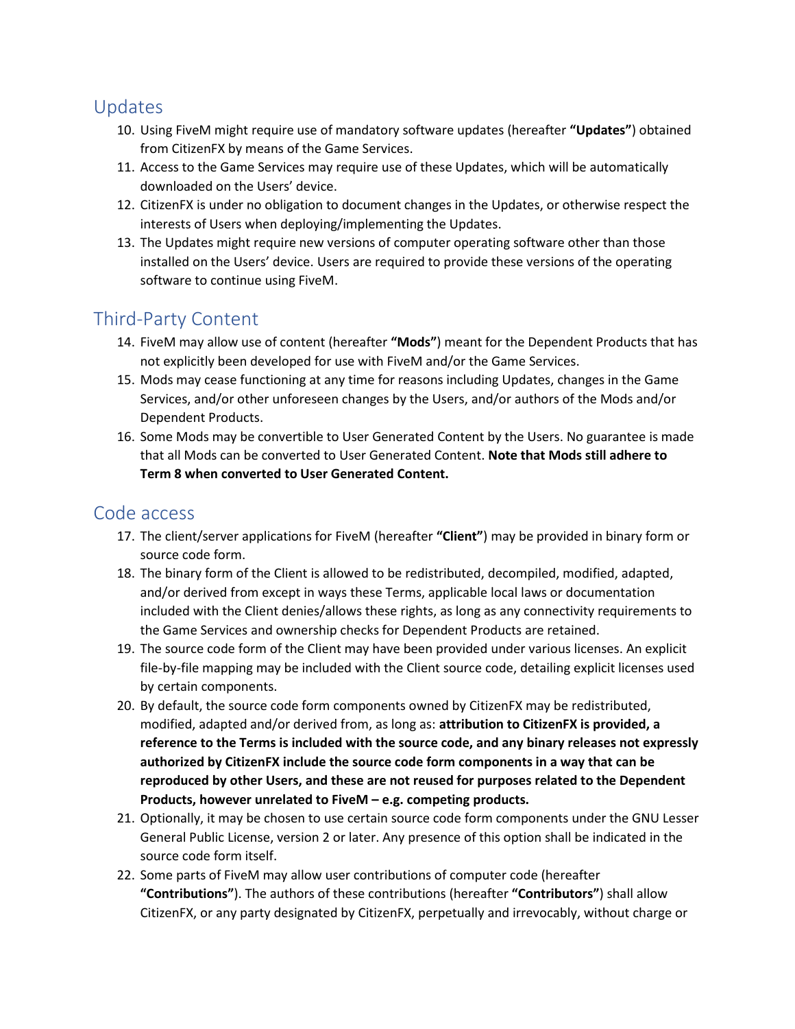## Updates

10. Using FiveM might require use of mandatory software updates (hereafter **"Updates"**) obtained from CitizenFX by means of the Game Services.
11. Access to the Game Services may require use of these Updates, which will be automatically downloaded on the Users' device.
12. CitizenFX is under no obligation to document changes in the Updates, or otherwise respect the interests of Users when deploying/implementing the Updates.
13. The Updates might require new versions of computer operating software other than those installed on the Users' device. Users are required to provide these versions of the operating software to continue using FiveM.

## Third-Party Content

14. FiveM may allow use of content (hereafter **"Mods"**) meant for the Dependent Products that has not explicitly been developed for use with FiveM and/or the Game Services.
15. Mods may cease functioning at any time for reasons including Updates, changes in the Game Services, and/or other unforeseen changes by the Users, and/or authors of the Mods and/or Dependent Products.
16. Some Mods may be convertible to User Generated Content by the Users. No guarantee is made that all Mods can be converted to User Generated Content. **Note that Mods still adhere to Term 8 when converted to User Generated Content.**

## Code access

17. The client/server applications for FiveM (hereafter **"Client"**) may be provided in binary form or source code form.
18. The binary form of the Client is allowed to be redistributed, decompiled, modified, adapted, and/or derived from except in ways these Terms, applicable local laws or documentation included with the Client denies/allows these rights, as long as any connectivity requirements to the Game Services and ownership checks for Dependent Products are retained.
19. The source code form of the Client may have been provided under various licenses. An explicit file-by-file mapping may be included with the Client source code, detailing explicit licenses used by certain components.
20. By default, the source code form components owned by CitizenFX may be redistributed, modified, adapted and/or derived from, as long as: **attribution to CitizenFX is provided, a reference to the Terms is included with the source code, and any binary releases not expressly authorized by CitizenFX include the source code form components in a way that can be reproduced by other Users, and these are not reused for purposes related to the Dependent Products, however unrelated to FiveM – e.g. competing products.**
21. Optionally, it may be chosen to use certain source code form components under the GNU Lesser General Public License, version 2 or later. Any presence of this option shall be indicated in the source code form itself.
22. Some parts of FiveM may allow user contributions of computer code (hereafter **"Contributions"**). The authors of these contributions (hereafter **"Contributors"**) shall allow CitizenFX, or any party designated by CitizenFX, perpetually and irrevocably, without charge or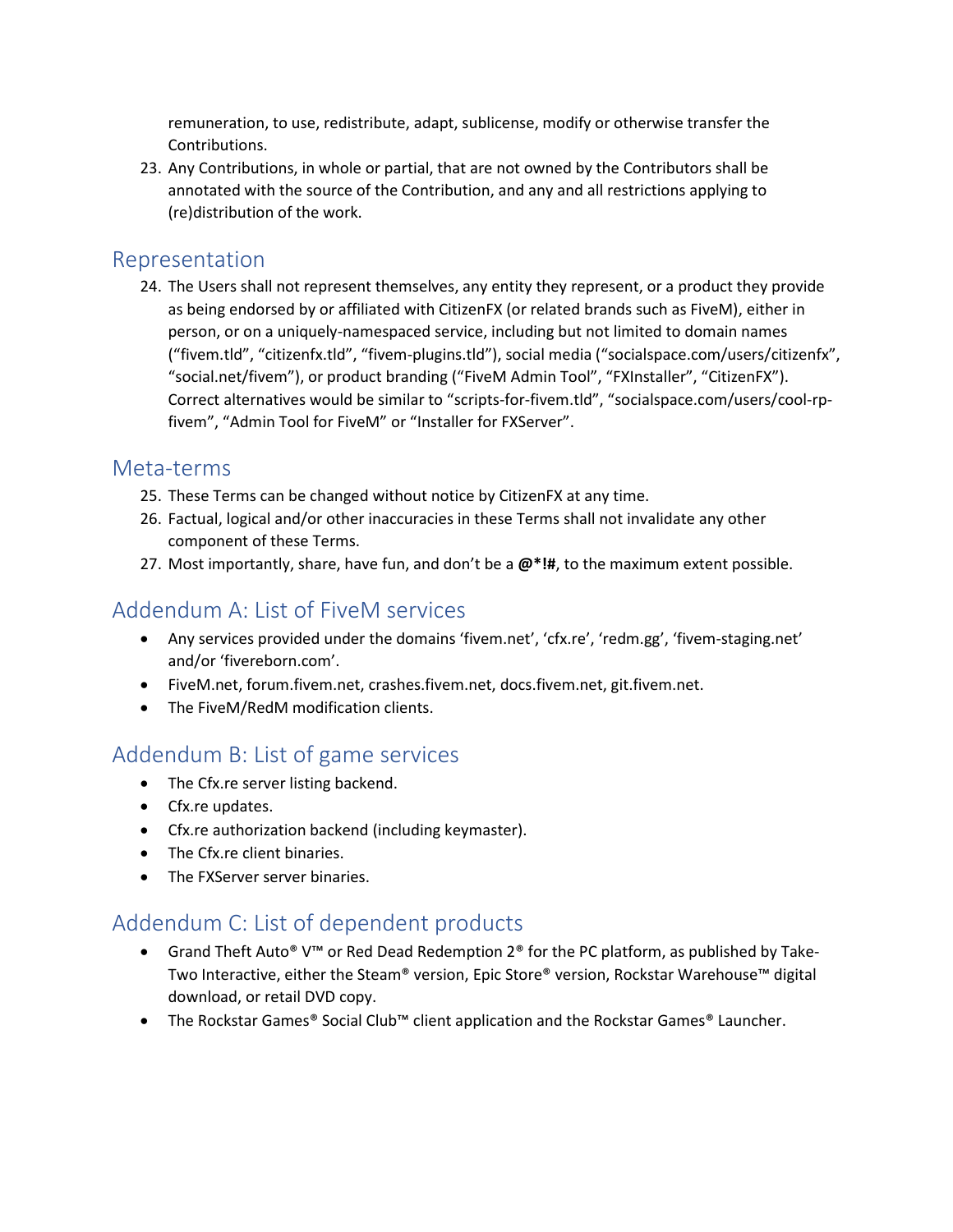remuneration, to use, redistribute, adapt, sublicense, modify or otherwise transfer the Contributions.

23. Any Contributions, in whole or partial, that are not owned by the Contributors shall be annotated with the source of the Contribution, and any and all restrictions applying to (re)distribution of the work.

## Representation

24. The Users shall not represent themselves, any entity they represent, or a product they provide as being endorsed by or affiliated with CitizenFX (or related brands such as FiveM), either in person, or on a uniquely-namespaced service, including but not limited to domain names (“fivem.tld”, “citizenfx.tld”, “fivem-plugins.tld”), social media (“socialspace.com/users/citizenfx”, “social.net/fivem”), or product branding (“FiveM Admin Tool”, “FXInstaller”, “CitizenFX”). Correct alternatives would be similar to “scripts-for-fivem.tld”, “socialspace.com/users/cool-rp-fivem”, “Admin Tool for FiveM” or “Installer for FXServer”.

## Meta-terms

25. These Terms can be changed without notice by CitizenFX at any time.
26. Factual, logical and/or other inaccuracies in these Terms shall not invalidate any other component of these Terms.
27. Most importantly, share, have fun, and don’t be a **@*!#**, to the maximum extent possible.

## Addendum A: List of FiveM services

- Any services provided under the domains ‘fivem.net’, ‘cfx.re’, ‘redm.gg’, ‘fivem-staging.net’ and/or ‘fivereborn.com’.
- FiveM.net, forum.fivem.net, crashes.fivem.net, docs.fivem.net, git.fivem.net.
- The FiveM/RedM modification clients.

## Addendum B: List of game services

- The Cfx.re server listing backend.
- Cfx.re updates.
- Cfx.re authorization backend (including keymaster).
- The Cfx.re client binaries.
- The FXServer server binaries.

## Addendum C: List of dependent products

- Grand Theft Auto® V™ or Red Dead Redemption 2® for the PC platform, as published by Take-Two Interactive, either the Steam® version, Epic Store® version, Rockstar Warehouse™ digital download, or retail DVD copy.
- The Rockstar Games® Social Club™ client application and the Rockstar Games® Launcher.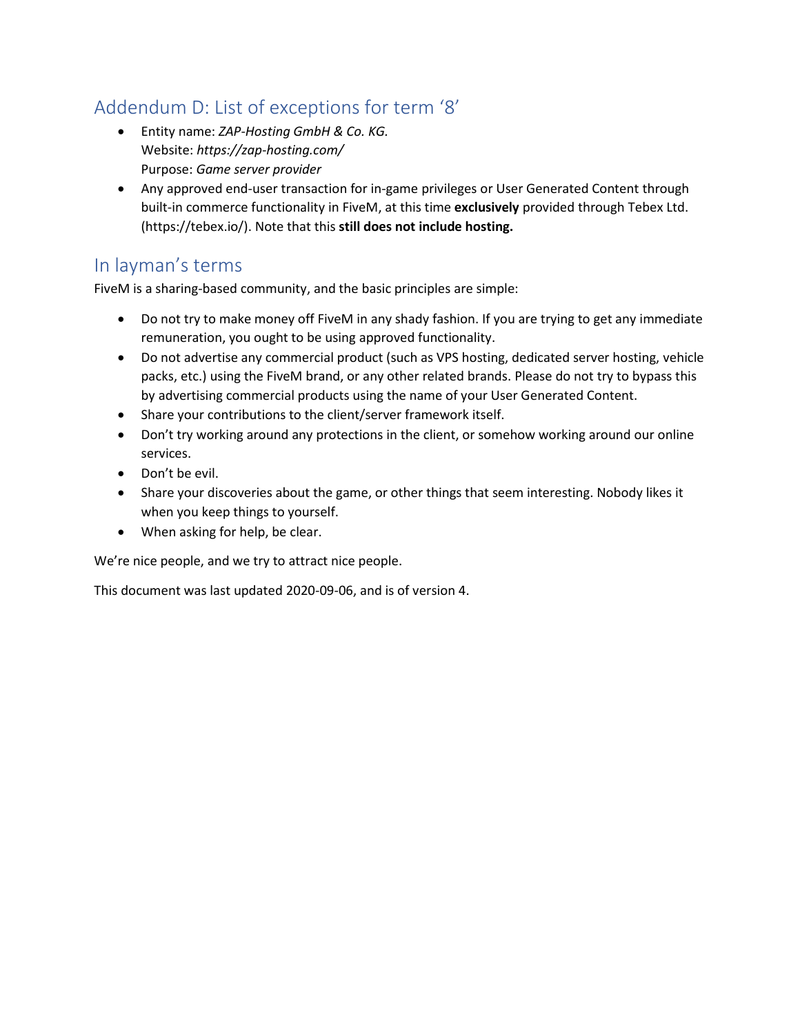## Addendum D: List of exceptions for term '8'

- Entity name: *ZAP-Hosting GmbH & Co. KG.*
  Website: *https://zap-hosting.com/*
  Purpose: *Game server provider*
- Any approved end-user transaction for in-game privileges or User Generated Content through built-in commerce functionality in FiveM, at this time **exclusively** provided through Tebex Ltd. (https://tebex.io/). Note that this **still does not include hosting.**

## In layman's terms

FiveM is a sharing-based community, and the basic principles are simple:

- Do not try to make money off FiveM in any shady fashion. If you are trying to get any immediate remuneration, you ought to be using approved functionality.
- Do not advertise any commercial product (such as VPS hosting, dedicated server hosting, vehicle packs, etc.) using the FiveM brand, or any other related brands. Please do not try to bypass this by advertising commercial products using the name of your User Generated Content.
- Share your contributions to the client/server framework itself.
- Don't try working around any protections in the client, or somehow working around our online services.
- Don't be evil.
- Share your discoveries about the game, or other things that seem interesting. Nobody likes it when you keep things to yourself.
- When asking for help, be clear.

We're nice people, and we try to attract nice people.

This document was last updated 2020-09-06, and is of version 4.